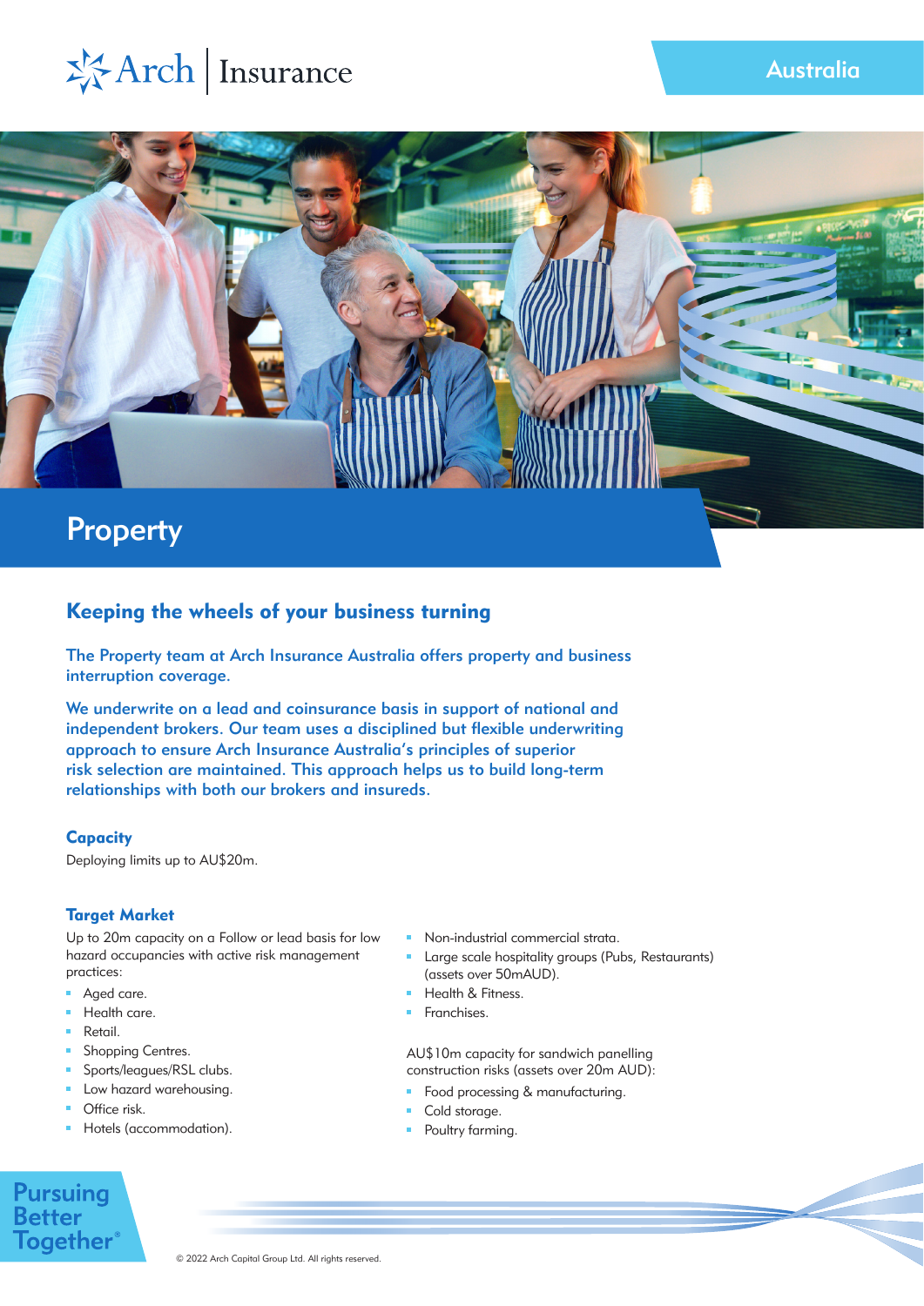Arch | Insurance

Australia

# Property

## Keeping the wheels of your business turning

The Property team at Arch Insurance Australia offers property and business interruption coverage.

We underwrite on a lead and coinsurance basis in support of national and independent brokers. Our team uses a disciplined but flexible underwriting approach to ensure Arch Insurance Australia's principles of superior risk selection are maintained. This approach helps us to build long-term relationships with both our brokers and insureds.

### Capacity

Deploying limits up to AU$20m.

### Target Market

Up to 20m capacity on a Follow or lead basis for low hazard occupancies with active risk management practices:

- Aged care.
- Health care.
- Retail.
- Shopping Centres.
- Sports/leagues/RSL clubs.
- Low hazard warehousing.
- Office risk.
- Hotels (accommodation).
- Non-industrial commercial strata.
- Large scale hospitality groups (Pubs, Restaurants) (assets over 50mAUD).
- Health & Fitness.
- Franchises.

AU$10m capacity for sandwich panelling construction risks (assets over 20m AUD):

- Food processing & manufacturing.
- Cold storage.
- Poultry farming.

Pursuing Better Together®

© 2022 Arch Capital Group Ltd. All rights reserved.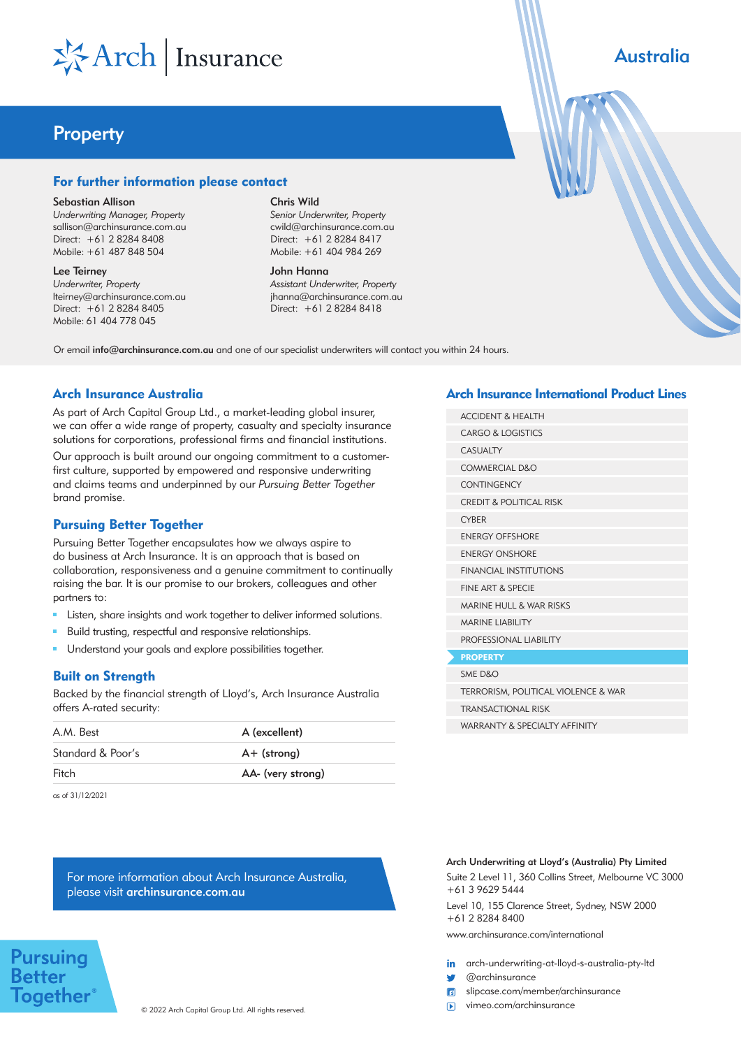Arch | Insurance

Australia

# Property

## For further information please contact

**Sebastian Allison**
*Underwriting Manager, Property*
sallison@archinsurance.com.au
Direct: +61 2 8284 8408
Mobile: +61 487 848 504

**Chris Wild**
*Senior Underwriter, Property*
cwild@archinsurance.com.au
Direct: +61 2 8284 8417
Mobile: +61 404 984 269

**Lee Teirney**
*Underwriter, Property*
lteirney@archinsurance.com.au
Direct: +61 2 8284 8405
Mobile: 61 404 778 045

**John Hanna**
*Assistant Underwriter, Property*
jhanna@archinsurance.com.au
Direct: +61 2 8284 8418

Or email **info@archinsurance.com.au** and one of our specialist underwriters will contact you within 24 hours.

## Arch Insurance Australia

As part of Arch Capital Group Ltd., a market-leading global insurer, we can offer a wide range of property, casualty and specialty insurance solutions for corporations, professional firms and financial institutions.

Our approach is built around our ongoing commitment to a customer-first culture, supported by empowered and responsive underwriting and claims teams and underpinned by our *Pursuing Better Together* brand promise.

## Pursuing Better Together

Pursuing Better Together encapsulates how we always aspire to do business at Arch Insurance. It is an approach that is based on collaboration, responsiveness and a genuine commitment to continually raising the bar. It is our promise to our brokers, colleagues and other partners to:

- Listen, share insights and work together to deliver informed solutions.
- Build trusting, respectful and responsive relationships.
- Understand your goals and explore possibilities together.

## Built on Strength

Backed by the financial strength of Lloyd's, Arch Insurance Australia offers A-rated security:

| | |
|---|---|
| A.M. Best | **A (excellent)** |
| Standard & Poor's | **A+ (strong)** |
| Fitch | **AA- (very strong)** |

as of 31/12/2021

## Arch Insurance International Product Lines

- ACCIDENT & HEALTH
- CARGO & LOGISTICS
- CASUALTY
- COMMERCIAL D&O
- CONTINGENCY
- CREDIT & POLITICAL RISK
- CYBER
- ENERGY OFFSHORE
- ENERGY ONSHORE
- FINANCIAL INSTITUTIONS
- FINE ART & SPECIE
- MARINE HULL & WAR RISKS
- MARINE LIABILITY
- PROFESSIONAL LIABILITY
- **PROPERTY**
- SME D&O
- TERRORISM, POLITICAL VIOLENCE & WAR
- TRANSACTIONAL RISK
- WARRANTY & SPECIALTY AFFINITY

For more information about Arch Insurance Australia, please visit **archinsurance.com.au**

**Arch Underwriting at Lloyd's (Australia) Pty Limited**
Suite 2 Level 11, 360 Collins Street, Melbourne VC 3000
+61 3 9629 5444

Level 10, 155 Clarence Street, Sydney, NSW 2000
+61 2 8284 8400

www.archinsurance.com/international

arch-underwriting-at-lloyd-s-australia-pty-ltd
@archinsurance
slipcase.com/member/archinsurance
vimeo.com/archinsurance

Pursuing Better Together®

© 2022 Arch Capital Group Ltd. All rights reserved.